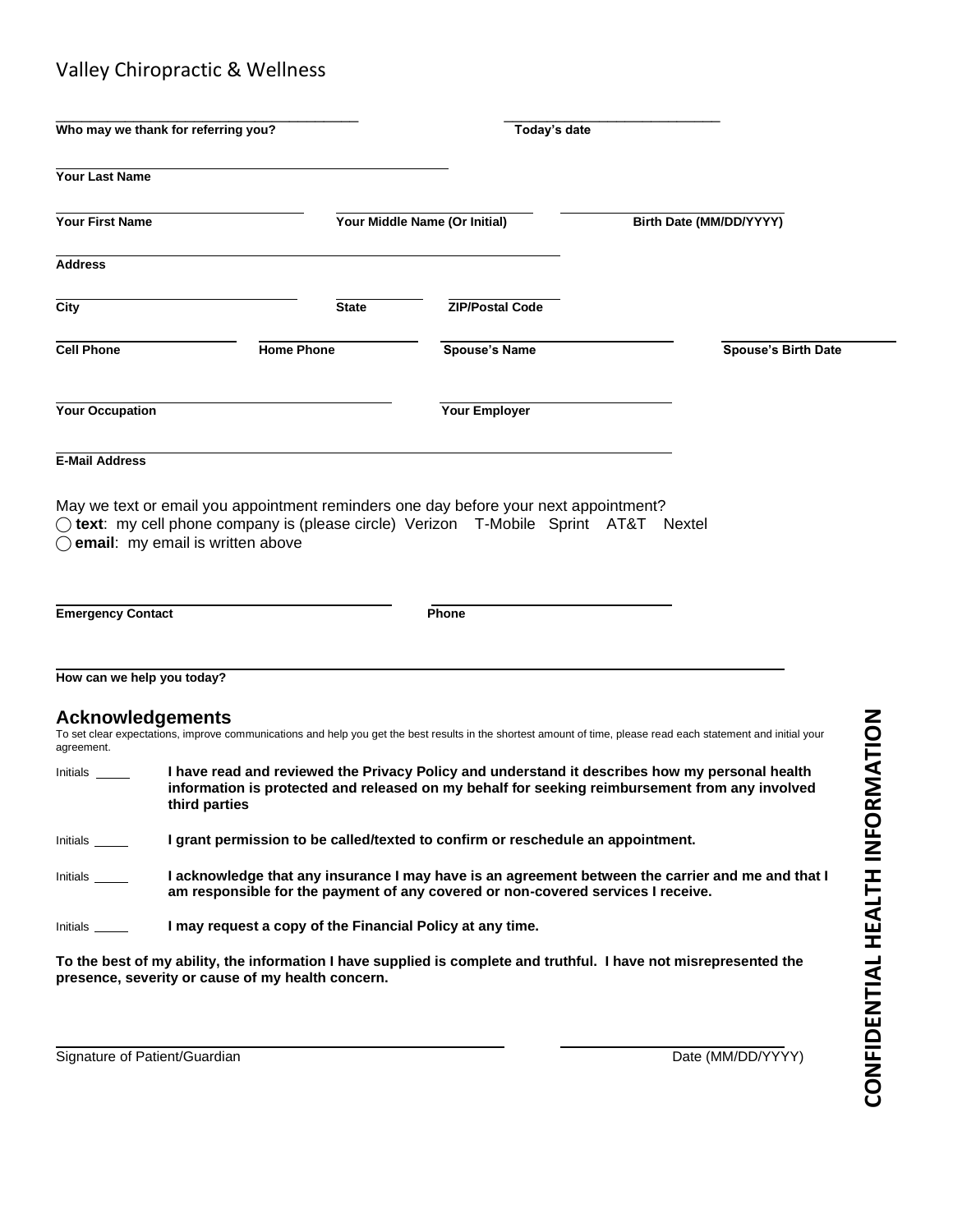# Valley Chiropractic & Wellness

**Who may we thank for referring you?** ____________________ **Today's date** ____________________

**Your Last Name** ____________________

**Your First Name** ____________________ **Your Middle Name (Or Initial)** ____________________ **Birth Date (MM/DD/YYYY)** ____________________

**Address** ____________________

**City** ____________________ **State** ________ **ZIP/Postal Code** ____________________

**Cell Phone** ____________________ **Home Phone** ____________________ **Spouse's Name** ____________________ **Spouse's Birth Date** ____________________

**Your Occupation** ____________________ **Your Employer** ____________________

**E-Mail Address** ____________________

May we text or email you appointment reminders one day before your next appointment?

◯ **text**: my cell phone company is (please circle) Verizon T-Mobile Sprint AT&T Nextel

◯ **email**: my email is written above

**Emergency Contact** ____________________ **Phone** ____________________

**How can we help you today?** ____________________

## Acknowledgements

To set clear expectations, improve communications and help you get the best results in the shortest amount of time, please read each statement and initial your agreement.

Initials _____ **I have read and reviewed the Privacy Policy and understand it describes how my personal health information is protected and released on my behalf for seeking reimbursement from any involved third parties**

Initials _____ **I grant permission to be called/texted to confirm or reschedule an appointment.**

Initials _____ **I acknowledge that any insurance I may have is an agreement between the carrier and me and that I am responsible for the payment of any covered or non-covered services I receive.**

Initials _____ **I may request a copy of the Financial Policy at any time.**

**To the best of my ability, the information I have supplied is complete and truthful. I have not misrepresented the presence, severity or cause of my health concern.**

____________________ ____________________

Signature of Patient/Guardian Date (MM/DD/YYYY)

**CONFIDENTIAL HEALTH INFORMATION**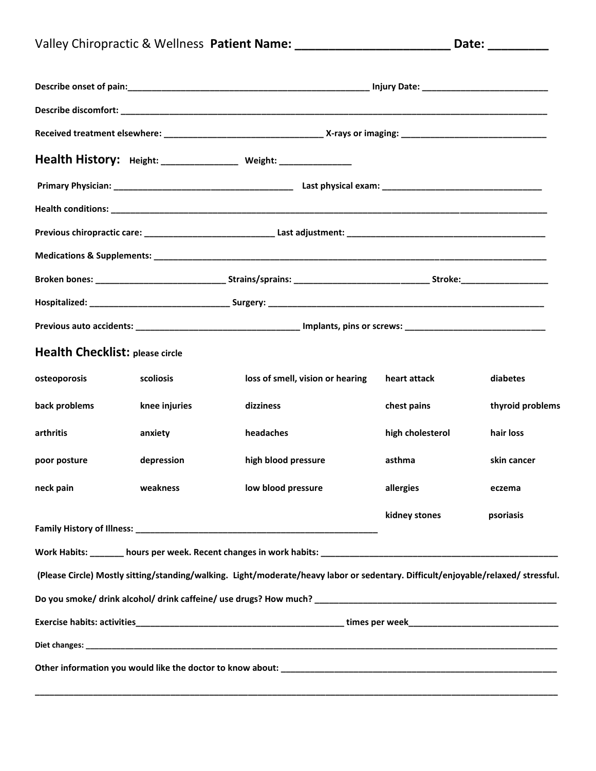Valley Chiropractic & Wellness **Patient Name: ______________________ Date: ________**

**Describe onset of pain:**_________________________________________________ **Injury Date:** _________________________

**Describe discomfort:** ___________________________________________________________________________________________

**Received treatment elsewhere:** ________________________________ **X-rays or imaging:** ______________________________

## Health History: Height: _______________ Weight: ______________

**Primary Physician:** _____________________________________ **Last physical exam:** _________________________________

**Health conditions:** _______________________________________________________________________________________________

**Previous chiropractic care:** ___________________________ **Last adjustment:** _________________________________________

**Medications & Supplements:** ___________________________________________________________________________________

**Broken bones:** __________________________ **Strains/sprains:** ___________________________ **Stroke:**_________________

**Hospitalized:** _____________________________ **Surgery:** _________________________________________________________

**Previous auto accidents:** _________________________________ **Implants, pins or screws:** _____________________________

## Health Checklist: please circle

| | | | | |
|---|---|---|---|---|
| osteoporosis | scoliosis | loss of smell, vision or hearing | heart attack | diabetes |
| back problems | knee injuries | dizziness | chest pains | thyroid problems |
| arthritis | anxiety | headaches | high cholesterol | hair loss |
| poor posture | depression | high blood pressure | asthma | skin cancer |
| neck pain | weakness | low blood pressure | allergies | eczema |
| | | | kidney stones | psoriasis |

**Family History of Illness:** ____________________________________________________

**Work Habits:** _______ **hours per week. Recent changes in work habits:** __________________________________________________

**(Please Circle) Mostly sitting/standing/walking. Light/moderate/heavy labor or sedentary. Difficult/enjoyable/relaxed/ stressful.**

**Do you smoke/ drink alcohol/ drink caffeine/ use drugs? How much?** ___________________________________________________

**Exercise habits: activities**___________________________________________ **times per week**_______________________________

**Diet changes:** _____________________________________________________________________________________________________

**Other information you would like the doctor to know about:** __________________________________________________________

_____________________________________________________________________________________________________________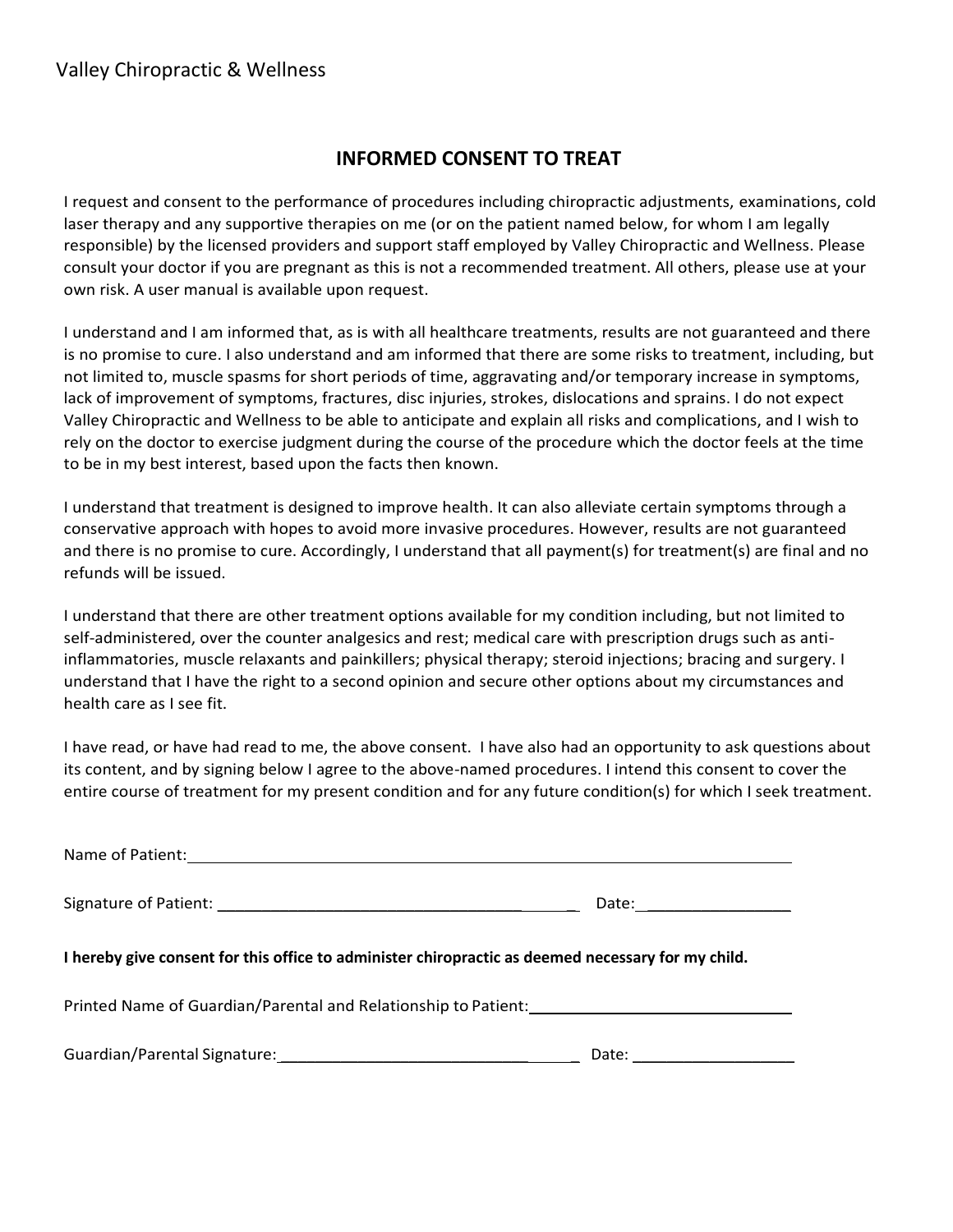Valley Chiropractic & Wellness

## INFORMED CONSENT TO TREAT

I request and consent to the performance of procedures including chiropractic adjustments, examinations, cold laser therapy and any supportive therapies on me (or on the patient named below, for whom I am legally responsible) by the licensed providers and support staff employed by Valley Chiropractic and Wellness. Please consult your doctor if you are pregnant as this is not a recommended treatment. All others, please use at your own risk. A user manual is available upon request.

I understand and I am informed that, as is with all healthcare treatments, results are not guaranteed and there is no promise to cure. I also understand and am informed that there are some risks to treatment, including, but not limited to, muscle spasms for short periods of time, aggravating and/or temporary increase in symptoms, lack of improvement of symptoms, fractures, disc injuries, strokes, dislocations and sprains. I do not expect Valley Chiropractic and Wellness to be able to anticipate and explain all risks and complications, and I wish to rely on the doctor to exercise judgment during the course of the procedure which the doctor feels at the time to be in my best interest, based upon the facts then known.

I understand that treatment is designed to improve health. It can also alleviate certain symptoms through a conservative approach with hopes to avoid more invasive procedures. However, results are not guaranteed and there is no promise to cure. Accordingly, I understand that all payment(s) for treatment(s) are final and no refunds will be issued.

I understand that there are other treatment options available for my condition including, but not limited to self-administered, over the counter analgesics and rest; medical care with prescription drugs such as anti-inflammatories, muscle relaxants and painkillers; physical therapy; steroid injections; bracing and surgery. I understand that I have the right to a second opinion and secure other options about my circumstances and health care as I see fit.

I have read, or have had read to me, the above consent. I have also had an opportunity to ask questions about its content, and by signing below I agree to the above-named procedures. I intend this consent to cover the entire course of treatment for my present condition and for any future condition(s) for which I seek treatment.

Name of Patient: ______________________________________________

Signature of Patient: ______________________________ Date: ______________

**I hereby give consent for this office to administer chiropractic as deemed necessary for my child.**

Printed Name of Guardian/Parental and Relationship to Patient: ______________________

Guardian/Parental Signature: ______________________________ Date: ______________